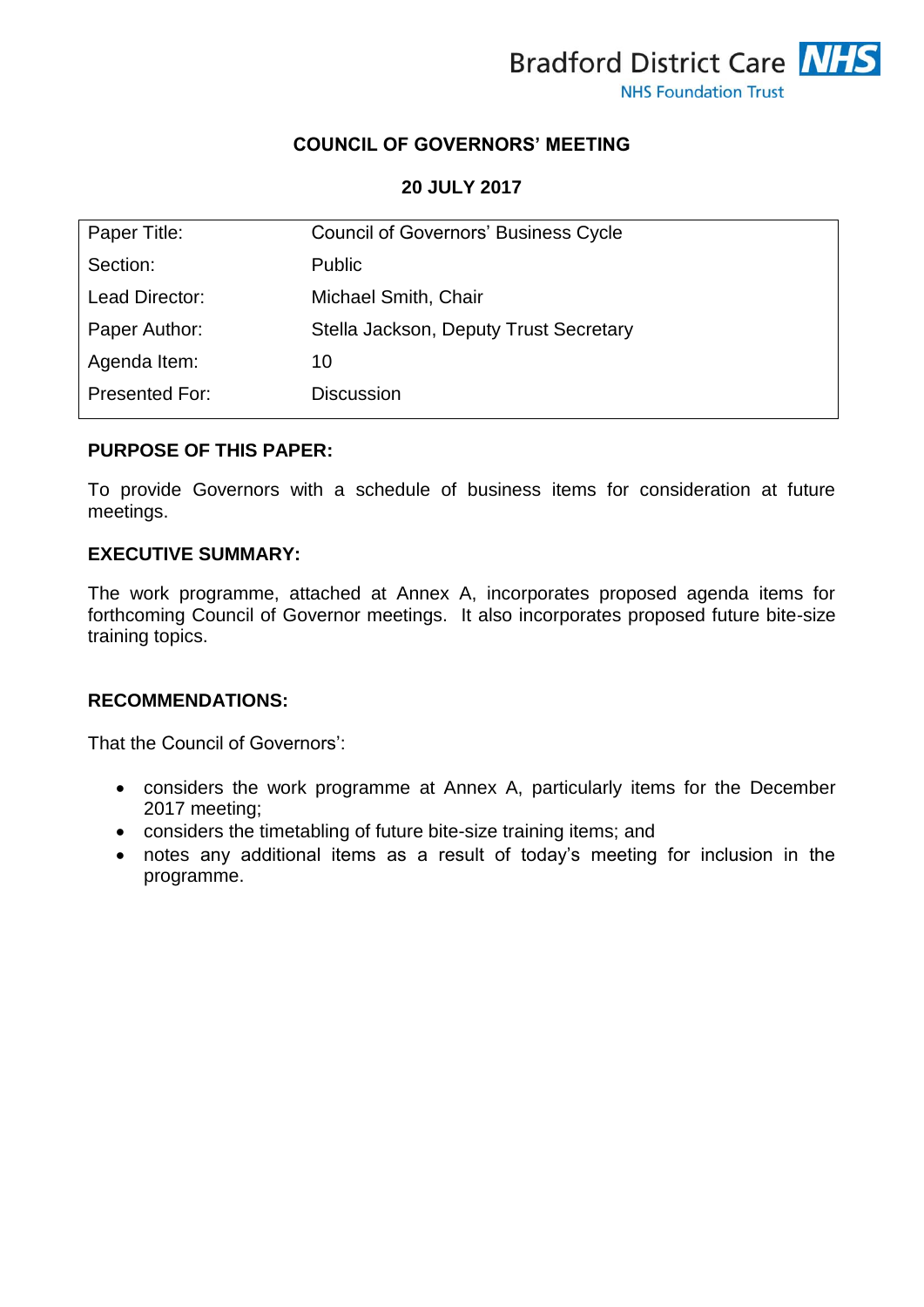Bradford District Care NHS
NHS Foundation Trust

**COUNCIL OF GOVERNORS' MEETING**

**20 JULY 2017**

| | |
|---|---|
| Paper Title: | Council of Governors' Business Cycle |
| Section: | Public |
| Lead Director: | Michael Smith, Chair |
| Paper Author: | Stella Jackson, Deputy Trust Secretary |
| Agenda Item: | 10 |
| Presented For: | Discussion |

**PURPOSE OF THIS PAPER:**

To provide Governors with a schedule of business items for consideration at future meetings.

**EXECUTIVE SUMMARY:**

The work programme, attached at Annex A, incorporates proposed agenda items for forthcoming Council of Governor meetings. It also incorporates proposed future bite-size training topics.

**RECOMMENDATIONS:**

That the Council of Governors':

- considers the work programme at Annex A, particularly items for the December 2017 meeting;
- considers the timetabling of future bite-size training items; and
- notes any additional items as a result of today's meeting for inclusion in the programme.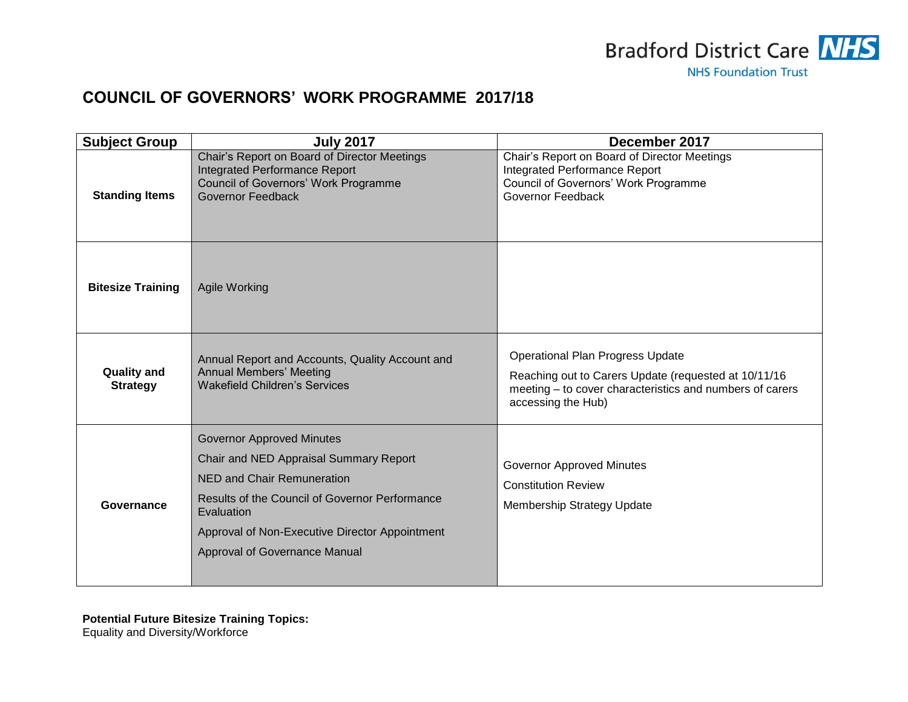Bradford District Care NHS Foundation Trust

# COUNCIL OF GOVERNORS' WORK PROGRAMME 2017/18

| Subject Group | July 2017 | December 2017 |
|---|---|---|
| **Standing Items** | Chair's Report on Board of Director Meetings<br>Integrated Performance Report<br>Council of Governors' Work Programme<br>Governor Feedback | Chair's Report on Board of Director Meetings<br>Integrated Performance Report<br>Council of Governors' Work Programme<br>Governor Feedback |
| **Bitesize Training** | Agile Working | |
| **Quality and Strategy** | Annual Report and Accounts, Quality Account and Annual Members' Meeting<br>Wakefield Children's Services | Operational Plan Progress Update<br>Reaching out to Carers Update (requested at 10/11/16 meeting – to cover characteristics and numbers of carers accessing the Hub) |
| **Governance** | Governor Approved Minutes<br>Chair and NED Appraisal Summary Report<br>NED and Chair Remuneration<br>Results of the Council of Governor Performance Evaluation<br>Approval of Non-Executive Director Appointment<br>Approval of Governance Manual | Governor Approved Minutes<br>Constitution Review<br>Membership Strategy Update |

**Potential Future Bitesize Training Topics:**
Equality and Diversity/Workforce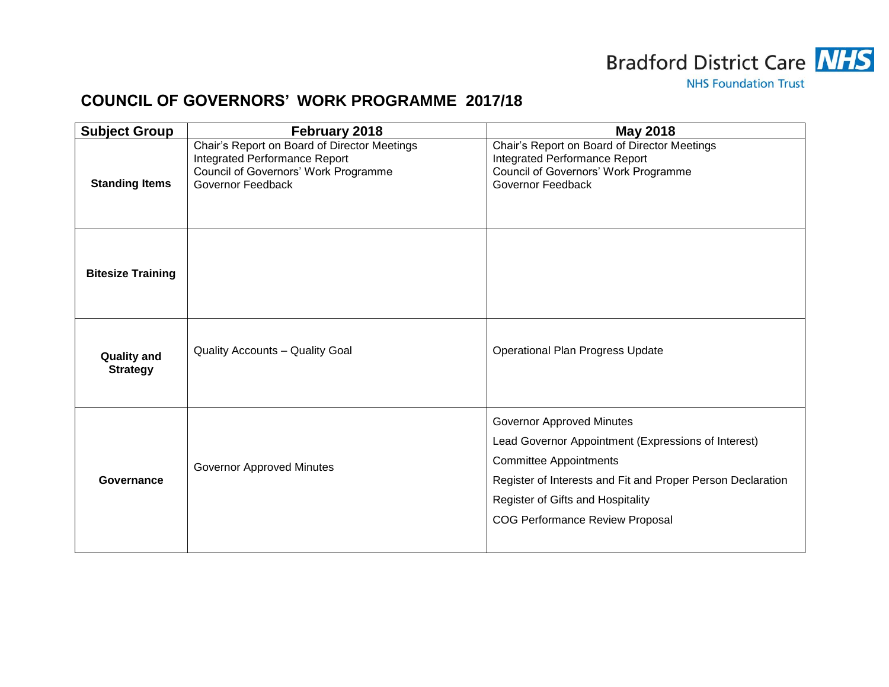Bradford District Care NHS
NHS Foundation Trust

# COUNCIL OF GOVERNORS' WORK PROGRAMME 2017/18

| Subject Group | February 2018 | May 2018 |
|---|---|---|
| **Standing Items** | Chair's Report on Board of Director Meetings<br>Integrated Performance Report<br>Council of Governors' Work Programme<br>Governor Feedback | Chair's Report on Board of Director Meetings<br>Integrated Performance Report<br>Council of Governors' Work Programme<br>Governor Feedback |
| **Bitesize Training** | | |
| **Quality and Strategy** | Quality Accounts – Quality Goal | Operational Plan Progress Update |
| **Governance** | Governor Approved Minutes | Governor Approved Minutes<br>Lead Governor Appointment (Expressions of Interest)<br>Committee Appointments<br>Register of Interests and Fit and Proper Person Declaration<br>Register of Gifts and Hospitality<br>COG Performance Review Proposal |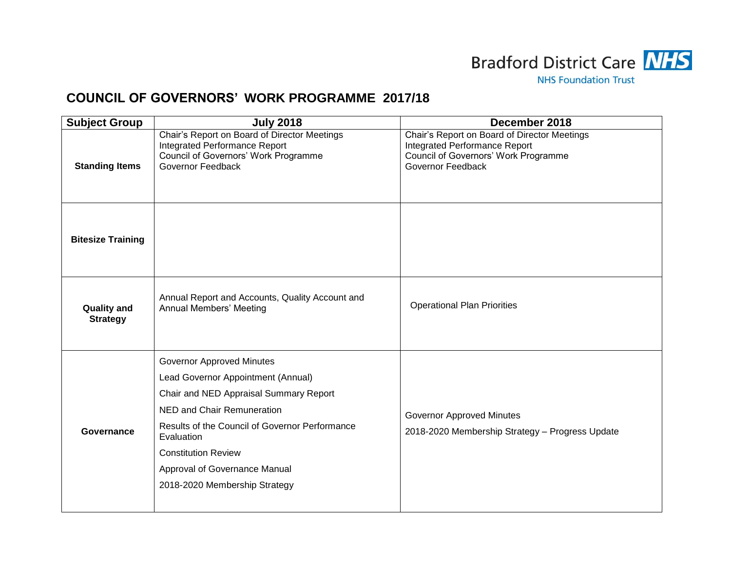Bradford District Care NHS Foundation Trust

## COUNCIL OF GOVERNORS' WORK PROGRAMME 2017/18

| Subject Group | July 2018 | December 2018 |
|---|---|---|
| **Standing Items** | Chair's Report on Board of Director Meetings<br>Integrated Performance Report<br>Council of Governors' Work Programme<br>Governor Feedback | Chair's Report on Board of Director Meetings<br>Integrated Performance Report<br>Council of Governors' Work Programme<br>Governor Feedback |
| **Bitesize Training** | | |
| **Quality and Strategy** | Annual Report and Accounts, Quality Account and Annual Members' Meeting | Operational Plan Priorities |
| **Governance** | Governor Approved Minutes<br>Lead Governor Appointment (Annual)<br>Chair and NED Appraisal Summary Report<br>NED and Chair Remuneration<br>Results of the Council of Governor Performance Evaluation<br>Constitution Review<br>Approval of Governance Manual<br>2018-2020 Membership Strategy | Governor Approved Minutes<br>2018-2020 Membership Strategy – Progress Update |